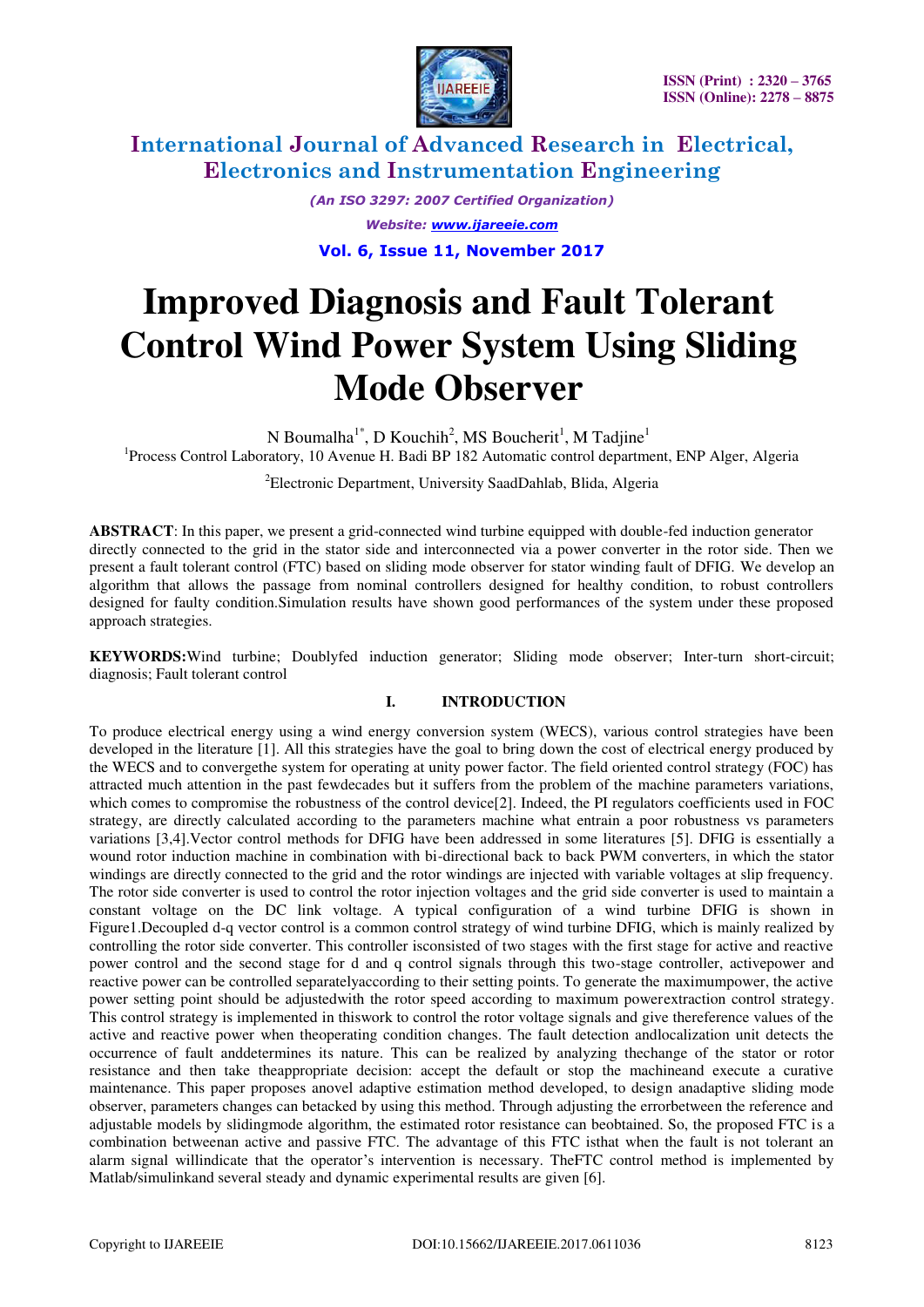# Improved Diagnosis and Fault Tolerant Control Wind Power System Using Sliding Mode Observer

N Boumalha[1*], D Kouchih[2], MS Boucherit[1], M Tadjine[1]

[1]Process Control Laboratory, 10 Avenue H. Badi BP 182 Automatic control department, ENP Alger, Algeria

[2]Electronic Department, University SaadDahlab, Blida, Algeria

**ABSTRACT**: In this paper, we present a grid-connected wind turbine equipped with double-fed induction generator directly connected to the grid in the stator side and interconnected via a power converter in the rotor side. Then we present a fault tolerant control (FTC) based on sliding mode observer for stator winding fault of DFIG. We develop an algorithm that allows the passage from nominal controllers designed for healthy condition, to robust controllers designed for faulty condition.Simulation results have shown good performances of the system under these proposed approach strategies.

**KEYWORDS:**Wind turbine; Doublyfed induction generator; Sliding mode observer; Inter-turn short-circuit; diagnosis; Fault tolerant control

## I. INTRODUCTION

To produce electrical energy using a wind energy conversion system (WECS), various control strategies have been developed in the literature [1]. All this strategies have the goal to bring down the cost of electrical energy produced by the WECS and to convergethe system for operating at unity power factor. The field oriented control strategy (FOC) has attracted much attention in the past fewdecades but it suffers from the problem of the machine parameters variations, which comes to compromise the robustness of the control device[2]. Indeed, the PI regulators coefficients used in FOC strategy, are directly calculated according to the parameters machine what entrain a poor robustness vs parameters variations [3,4].Vector control methods for DFIG have been addressed in some literatures [5]. DFIG is essentially a wound rotor induction machine in combination with bi-directional back to back PWM converters, in which the stator windings are directly connected to the grid and the rotor windings are injected with variable voltages at slip frequency. The rotor side converter is used to control the rotor injection voltages and the grid side converter is used to maintain a constant voltage on the DC link voltage. A typical configuration of a wind turbine DFIG is shown in Figure1.Decoupled d-q vector control is a common control strategy of wind turbine DFIG, which is mainly realized by controlling the rotor side converter. This controller isconsisted of two stages with the first stage for active and reactive power control and the second stage for d and q control signals through this two-stage controller, activepower and reactive power can be controlled separatelyaccording to their setting points. To generate the maximumpower, the active power setting point should be adjustedwith the rotor speed according to maximum powerextraction control strategy. This control strategy is implemented in thiswork to control the rotor voltage signals and give thereference values of the active and reactive power when theoperating condition changes. The fault detection andlocalization unit detects the occurrence of fault anddetermines its nature. This can be realized by analyzing thechange of the stator or rotor resistance and then take theappropriate decision: accept the default or stop the machineand execute a curative maintenance. This paper proposes anovel adaptive estimation method developed, to design anadaptive sliding mode observer, parameters changes can betacked by using this method. Through adjusting the errorbetween the reference and adjustable models by slidingmode algorithm, the estimated rotor resistance can beobtained. So, the proposed FTC is a combination betweenan active and passive FTC. The advantage of this FTC isthat when the fault is not tolerant an alarm signal willindicate that the operator's intervention is necessary. TheFTC control method is implemented by Matlab/simulinkand several steady and dynamic experimental results are given [6].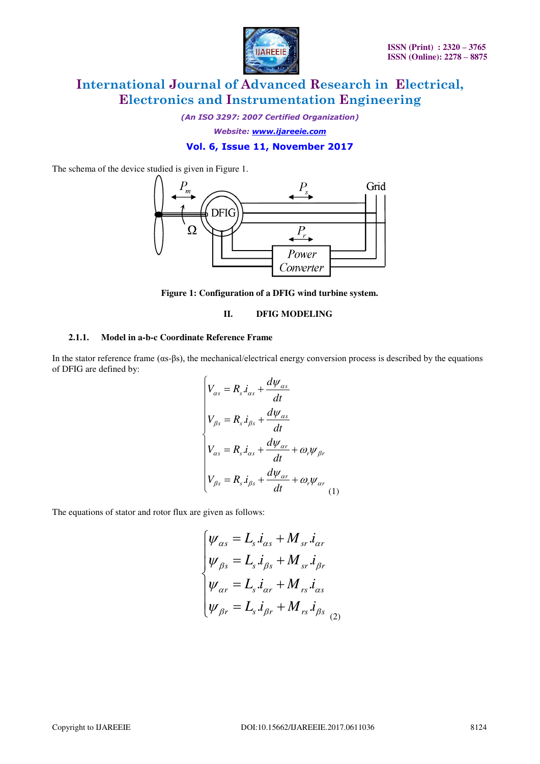The schema of the device studied is given in Figure 1.

**Figure 1: Configuration of a DFIG wind turbine system.**

## II. DFIG MODELING

### 2.1.1. Model in a-b-c Coordinate Reference Frame

In the stator reference frame (αs-βs), the mechanical/electrical energy conversion process is described by the equations of DFIG are defined by:

$$
\begin{cases}
V_{\alpha s} = R_s.i_{\alpha s} + \dfrac{d\psi_{\alpha s}}{dt} \\
V_{\beta s} = R_s.i_{\beta s} + \dfrac{d\psi_{\alpha s}}{dt} \\
V_{\alpha s} = R_s.i_{\alpha s} + \dfrac{d\psi_{\alpha r}}{dt} + \omega_r \psi_{\beta r} \\
V_{\beta s} = R_s.i_{\beta s} + \dfrac{d\psi_{\alpha r}}{dt} + \omega_r \psi_{\alpha r}
\end{cases} \quad (1)
$$

The equations of stator and rotor flux are given as follows:

$$
\begin{cases}
\psi_{\alpha s} = L_s.i_{\alpha s} + M_{sr}.i_{\alpha r} \\
\psi_{\beta s} = L_s.i_{\beta s} + M_{sr}.i_{\beta r} \\
\psi_{\alpha r} = L_s.i_{\alpha r} + M_{rs}.i_{\alpha s} \\
\psi_{\beta r} = L_s.i_{\beta r} + M_{rs}.i_{\beta s}
\end{cases} \quad (2)
$$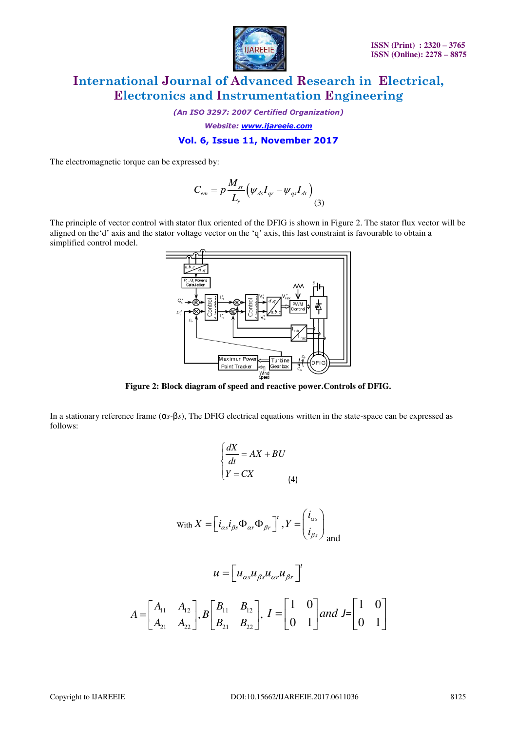The electromagnetic torque can be expressed by:

$$C_{em} = p\frac{M_{sr}}{L_r}\left(\psi_{ds}I_{qr} - \psi_{qs}I_{dr}\right) \quad (3)$$

The principle of vector control with stator flux oriented of the DFIG is shown in Figure 2. The stator flux vector will be aligned on the'd' axis and the stator voltage vector on the 'q' axis, this last constraint is favourable to obtain a simplified control model.

**Figure 2: Block diagram of speed and reactive power.Controls of DFIG.**

In a stationary reference frame ($\alpha s$-$\beta s$), The DFIG electrical equations written in the state-space can be expressed as follows:

$$\begin{cases} \dfrac{dX}{dt} = AX + BU \\ Y = CX \end{cases} \quad (4)$$

With $X = \left[i_{\alpha s} i_{\beta s} \Phi_{\alpha r} \Phi_{\beta r}\right]^t$, $Y = \begin{pmatrix} i_{\alpha s} \\ i_{\beta s} \end{pmatrix}$ and

$$u = \left[u_{\alpha s} u_{\beta s} u_{\alpha r} u_{\beta r}\right]^t$$

$$A = \begin{bmatrix} A_{11} & A_{12} \\ A_{21} & A_{22} \end{bmatrix}, B\begin{bmatrix} B_{11} & B_{12} \\ B_{21} & B_{22} \end{bmatrix}, I = \begin{bmatrix} 1 & 0 \\ 0 & 1 \end{bmatrix} and\ J = \begin{bmatrix} 1 & 0 \\ 0 & 1 \end{bmatrix}$$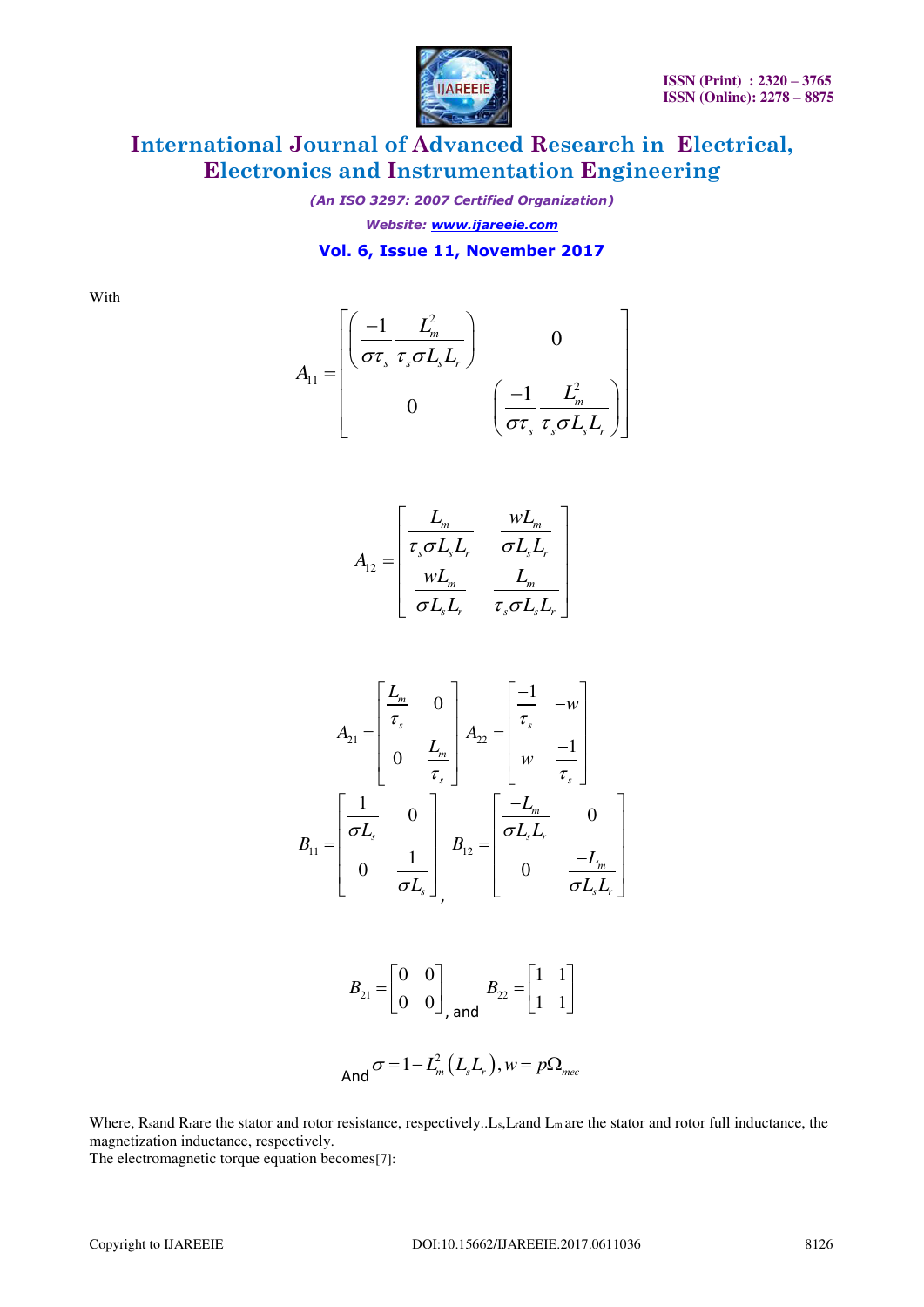With

$$A_{11} = \begin{bmatrix} \left( \dfrac{-1}{\sigma \tau_s} \dfrac{L_m^2}{\tau_s \sigma L_s L_r} \right) & 0 \\ 0 & \left( \dfrac{-1}{\sigma \tau_s} \dfrac{L_m^2}{\tau_s \sigma L_s L_r} \right) \end{bmatrix}$$

$$A_{12} = \begin{bmatrix} \dfrac{L_m}{\tau_s \sigma L_s L_r} & \dfrac{w L_m}{\sigma L_s L_r} \\ \dfrac{w L_m}{\sigma L_s L_r} & \dfrac{L_m}{\tau_s \sigma L_s L_r} \end{bmatrix}$$

$$A_{21} = \begin{bmatrix} \dfrac{L_m}{\tau_s} & 0 \\ 0 & \dfrac{L_m}{\tau_s} \end{bmatrix} \quad A_{22} = \begin{bmatrix} \dfrac{-1}{\tau_s} & -w \\ w & \dfrac{-1}{\tau_s} \end{bmatrix}$$

$$B_{11} = \begin{bmatrix} \dfrac{1}{\sigma L_s} & 0 \\ 0 & \dfrac{1}{\sigma L_s} \end{bmatrix}, \quad B_{12} = \begin{bmatrix} \dfrac{-L_m}{\sigma L_s L_r} & 0 \\ 0 & \dfrac{-L_m}{\sigma L_s L_r} \end{bmatrix}$$

$$B_{21} = \begin{bmatrix} 0 & 0 \\ 0 & 0 \end{bmatrix}, \text{ and } \quad B_{22} = \begin{bmatrix} 1 & 1 \\ 1 & 1 \end{bmatrix}$$

And $\sigma = 1 - L_m^2 \left( L_s L_r \right), w = p\Omega_{mec}$

Where, $R_s$ and $R_r$ are the stator and rotor resistance, respectively.. $L_s$, $L_r$ and $L_m$ are the stator and rotor full inductance, the magnetization inductance, respectively.
The electromagnetic torque equation becomes[7]: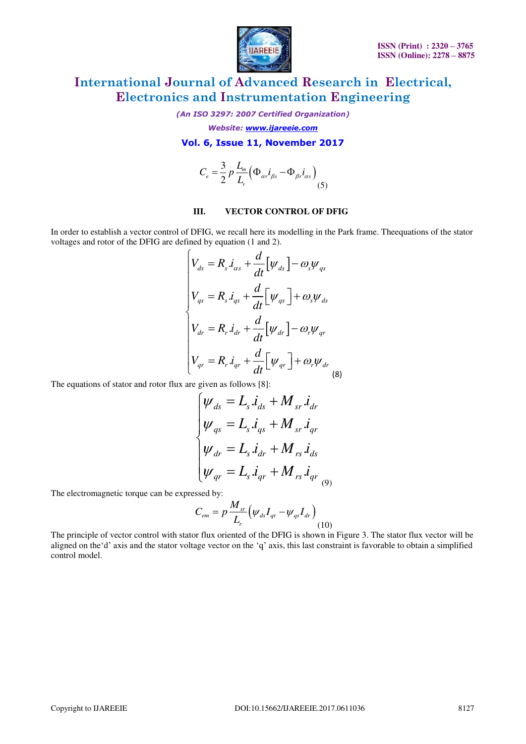$$C_e = \frac{3}{2} p \frac{L_m}{L_r}\left(\Phi_{\alpha r} i_{\beta s} - \Phi_{\beta r} i_{\alpha s}\right) \quad (5)$$

### III. VECTOR CONTROL OF DFIG

In order to establish a vector control of DFIG, we recall here its modelling in the Park frame. Theequations of the stator voltages and rotor of the DFIG are defined by equation (1 and 2).

$$\begin{cases} V_{ds} = R_s.i_{\alpha s} + \frac{d}{dt}\left[\psi_{ds}\right] - \omega_s \psi_{qs} \\ V_{qs} = R_s.i_{qs} + \frac{d}{dt}\left[\psi_{qs}\right] + \omega_s \psi_{ds} \\ V_{dr} = R_r.i_{dr} + \frac{d}{dt}\left[\psi_{dr}\right] - \omega_r \psi_{qr} \\ V_{qr} = R_r.i_{qr} + \frac{d}{dt}\left[\psi_{qr}\right] + \omega_r \psi_{dr} \end{cases} \quad (8)$$

The equations of stator and rotor flux are given as follows [8]:

$$\begin{cases} \psi_{ds} = L_s.i_{ds} + M_{sr}.i_{dr} \\ \psi_{qs} = L_s.i_{qs} + M_{sr}.i_{qr} \\ \psi_{dr} = L_s.i_{dr} + M_{rs}.i_{ds} \\ \psi_{qr} = L_s.i_{qr} + M_{rs}.i_{qr} \end{cases} \quad (9)$$

The electromagnetic torque can be expressed by:

$$C_{em} = p \frac{M_{sr}}{L_r}\left(\psi_{ds} I_{qr} - \psi_{qs} I_{dr}\right) \quad (10)$$

The principle of vector control with stator flux oriented of the DFIG is shown in Figure 3. The stator flux vector will be aligned on the'd' axis and the stator voltage vector on the 'q' axis, this last constraint is favorable to obtain a simplified control model.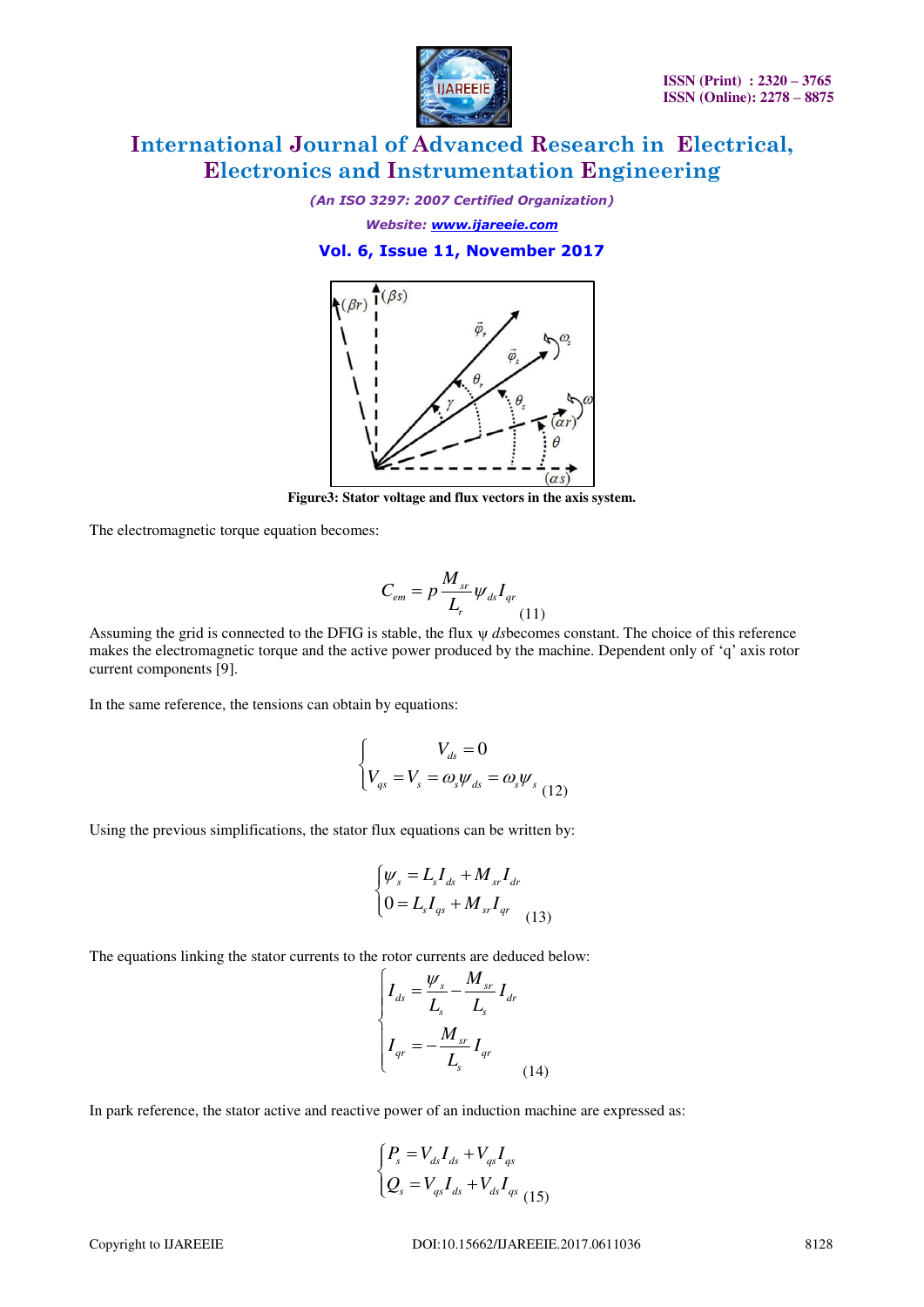Figure3: Stator voltage and flux vectors in the axis system.

The electromagnetic torque equation becomes:

$$C_{em} = p\frac{M_{sr}}{L_r}\psi_{ds}I_{qr} \quad (11)$$

Assuming the grid is connected to the DFIG is stable, the flux ψ *ds*becomes constant. The choice of this reference makes the electromagnetic torque and the active power produced by the machine. Dependent only of 'q' axis rotor current components [9].

In the same reference, the tensions can obtain by equations:

$$\begin{cases} V_{ds} = 0 \\ V_{qs} = V_s = \omega_s \psi_{ds} = \omega_s \psi_s \end{cases} \quad (12)$$

Using the previous simplifications, the stator flux equations can be written by:

$$\begin{cases} \psi_s = L_s I_{ds} + M_{sr} I_{dr} \\ 0 = L_s I_{qs} + M_{sr} I_{qr} \end{cases} \quad (13)$$

The equations linking the stator currents to the rotor currents are deduced below:

$$\begin{cases} I_{ds} = \dfrac{\psi_s}{L_s} - \dfrac{M_{sr}}{L_s} I_{dr} \\ I_{qr} = -\dfrac{M_{sr}}{L_s} I_{qr} \end{cases} \quad (14)$$

In park reference, the stator active and reactive power of an induction machine are expressed as:

$$\begin{cases} P_s = V_{ds} I_{ds} + V_{qs} I_{qs} \\ Q_s = V_{qs} I_{ds} + V_{ds} I_{qs} \end{cases} \quad (15)$$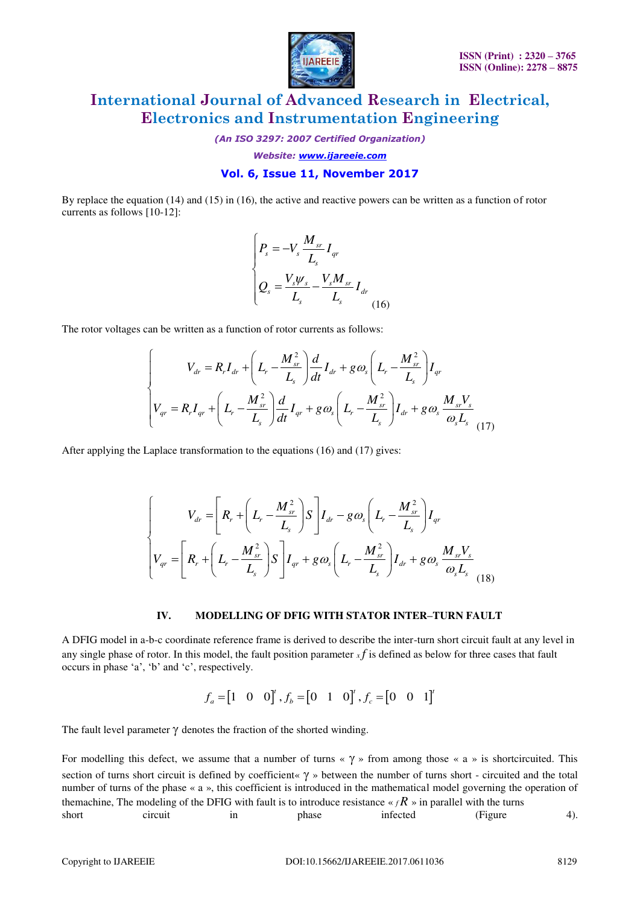By replace the equation (14) and (15) in (16), the active and reactive powers can be written as a function of rotor currents as follows [10-12]:

$$\begin{cases} P_s = -V_s \dfrac{M_{sr}}{L_s} I_{qr} \\ Q_s = \dfrac{V_s \psi_s}{L_s} - \dfrac{V_s M_{sr}}{L_s} I_{dr} \end{cases} \quad (16)$$

The rotor voltages can be written as a function of rotor currents as follows:

$$\begin{cases} V_{dr} = R_r I_{dr} + \left( L_r - \dfrac{M_{sr}^2}{L_s} \right) \dfrac{d}{dt} I_{dr} + g\omega_s \left( L_r - \dfrac{M_{sr}^2}{L_s} \right) I_{qr} \\ V_{qr} = R_r I_{qr} + \left( L_r - \dfrac{M_{sr}^2}{L_s} \right) \dfrac{d}{dt} I_{qr} + g\omega_s \left( L_r - \dfrac{M_{sr}^2}{L_s} \right) I_{dr} + g\omega_s \dfrac{M_{sr} V_s}{\omega_s L_s} \end{cases} \quad (17)$$

After applying the Laplace transformation to the equations (16) and (17) gives:

$$\begin{cases} V_{dr} = \left[ R_r + \left( L_r - \dfrac{M_{sr}^2}{L_s} \right) S \right] I_{dr} - g\omega_s \left( L_r - \dfrac{M_{sr}^2}{L_s} \right) I_{qr} \\ V_{qr} = \left[ R_r + \left( L_r - \dfrac{M_{sr}^2}{L_s} \right) S \right] I_{qr} + g\omega_s \left( L_r - \dfrac{M_{sr}^2}{L_s} \right) I_{dr} + g\omega_s \dfrac{M_{sr} V_s}{\omega_s L_s} \end{cases} \quad (18)$$

## IV. MODELLING OF DFIG WITH STATOR INTER–TURN FAULT

A DFIG model in a-b-c coordinate reference frame is derived to describe the inter-turn short circuit fault at any level in any single phase of rotor. In this model, the fault position parameter $_x f$ is defined as below for three cases that fault occurs in phase 'a', 'b' and 'c', respectively.

$$f_a = \begin{bmatrix} 1 & 0 & 0 \end{bmatrix}^t, f_b = \begin{bmatrix} 0 & 1 & 0 \end{bmatrix}^t, f_c = \begin{bmatrix} 0 & 0 & 1 \end{bmatrix}^t$$

The fault level parameter $\gamma$ denotes the fraction of the shorted winding.

For modelling this defect, we assume that a number of turns « $\gamma$ » from among those « a » is shortcircuited. This section of turns short circuit is defined by coefficient« $\gamma$ » between the number of turns short - circuited and the total number of turns of the phase « a », this coefficient is introduced in the mathematical model governing the operation of themachine, The modeling of the DFIG with fault is to introduce resistance « $_f R$ » in parallel with the turns short circuit in phase infected (Figure 4).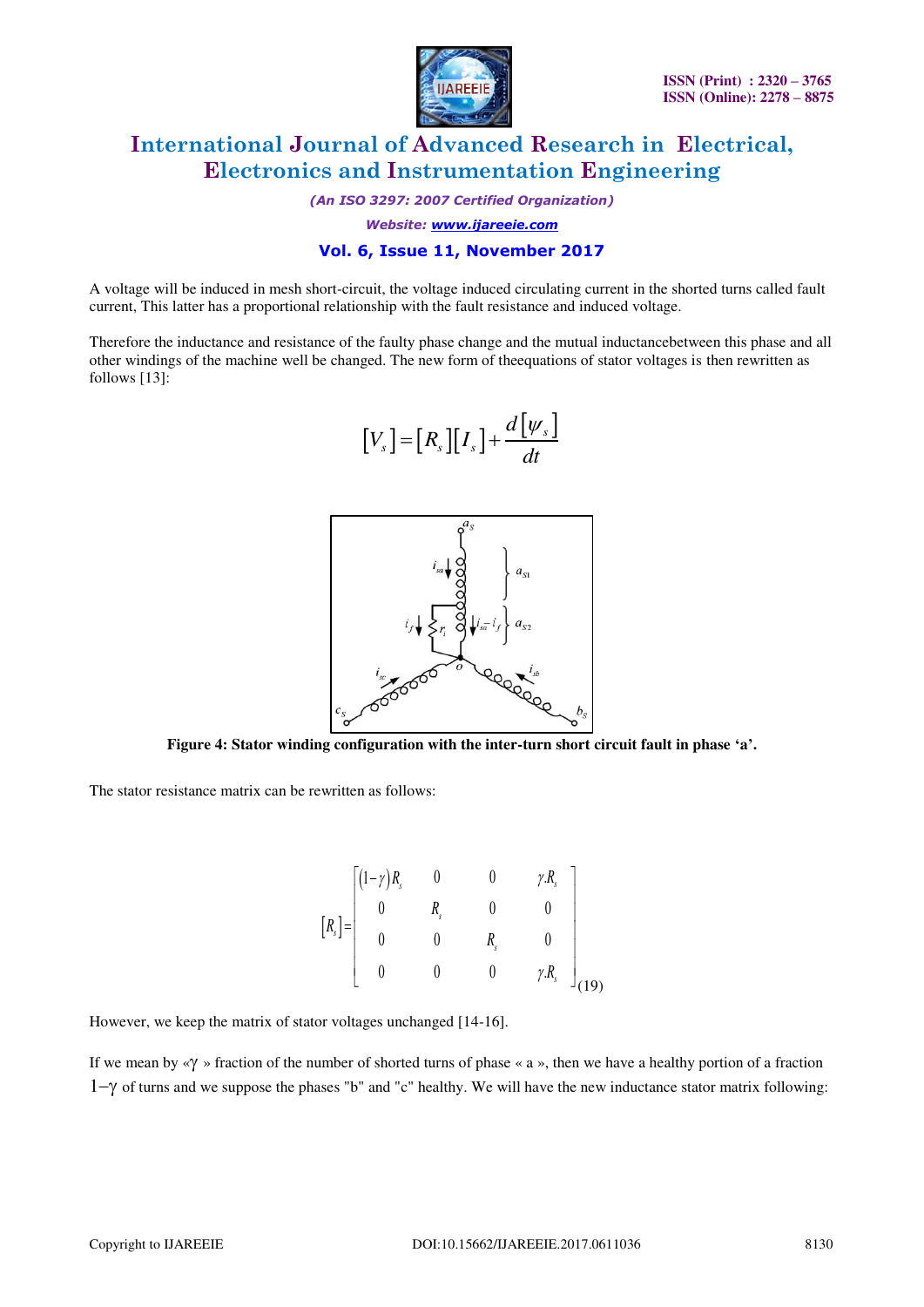A voltage will be induced in mesh short-circuit, the voltage induced circulating current in the shorted turns called fault current, This latter has a proportional relationship with the fault resistance and induced voltage.

Therefore the inductance and resistance of the faulty phase change and the mutual inductancebetween this phase and all other windings of the machine well be changed. The new form of theequations of stator voltages is then rewritten as follows [13]:

$$[V_s] = [R_s][I_s] + \frac{d[\psi_s]}{dt}$$

**Figure 4: Stator winding configuration with the inter-turn short circuit fault in phase 'a'.**

The stator resistance matrix can be rewritten as follows:

$$[R_s] = \begin{bmatrix} (1-\gamma)R_s & 0 & 0 & \gamma.R_s \\ 0 & R_s & 0 & 0 \\ 0 & 0 & R_s & 0 \\ 0 & 0 & 0 & \gamma.R_s \end{bmatrix} \quad (19)$$

However, we keep the matrix of stator voltages unchanged [14-16].

If we mean by «$\gamma$ » fraction of the number of shorted turns of phase « a », then we have a healthy portion of a fraction $1-\gamma$ of turns and we suppose the phases "b" and "c" healthy. We will have the new inductance stator matrix following: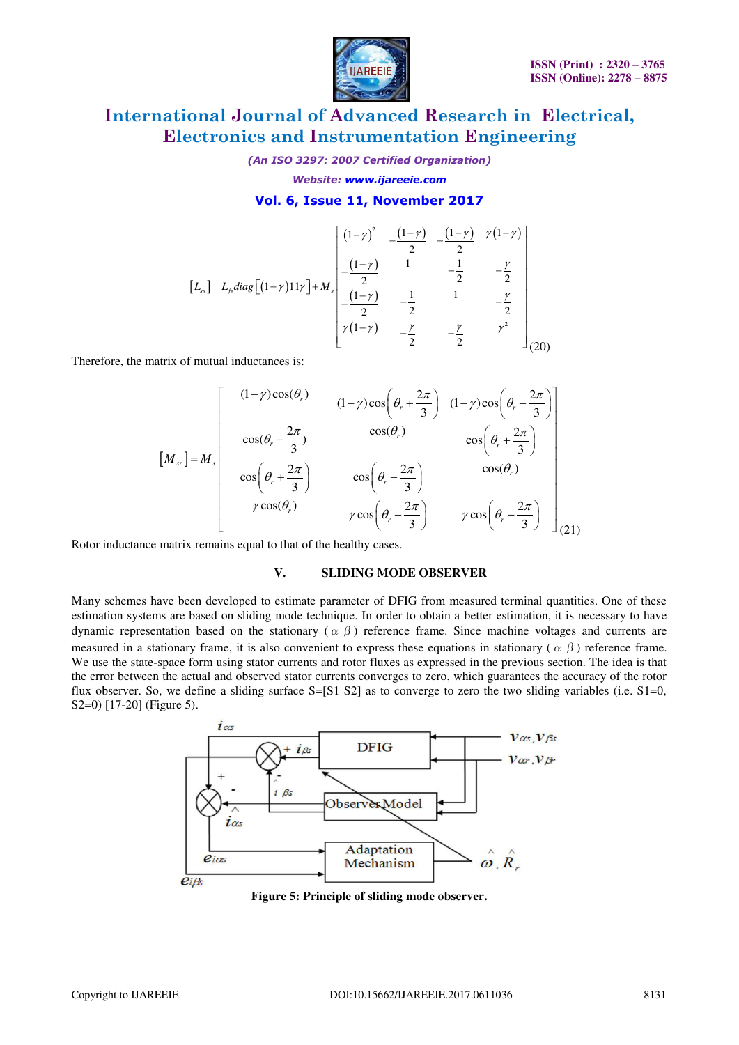$$[L_{ss}] = L_{fs} diag\left[(1-\gamma) 1 1 \gamma\right] + M_s \begin{bmatrix} (1-\gamma)^2 & -\frac{(1-\gamma)}{2} & -\frac{(1-\gamma)}{2} & \gamma(1-\gamma) \\ -\frac{(1-\gamma)}{2} & 1 & -\frac{1}{2} & -\frac{\gamma}{2} \\ -\frac{(1-\gamma)}{2} & -\frac{1}{2} & 1 & -\frac{\gamma}{2} \\ \gamma(1-\gamma) & -\frac{\gamma}{2} & -\frac{\gamma}{2} & \gamma^2 \end{bmatrix} \quad (20)$$

Therefore, the matrix of mutual inductances is:

$$[M_{sr}] = M_s \begin{bmatrix} (1-\gamma)\cos(\theta_r) & (1-\gamma)\cos\left(\theta_r + \frac{2\pi}{3}\right) & (1-\gamma)\cos\left(\theta_r - \frac{2\pi}{3}\right) \\ \cos(\theta_r - \frac{2\pi}{3}) & \cos(\theta_r) & \cos\left(\theta_r + \frac{2\pi}{3}\right) \\ \cos\left(\theta_r + \frac{2\pi}{3}\right) & \cos\left(\theta_r - \frac{2\pi}{3}\right) & \cos(\theta_r) \\ \gamma\cos(\theta_r) & \gamma\cos\left(\theta_r + \frac{2\pi}{3}\right) & \gamma\cos\left(\theta_r - \frac{2\pi}{3}\right) \end{bmatrix} \quad (21)$$

Rotor inductance matrix remains equal to that of the healthy cases.

## V. SLIDING MODE OBSERVER

Many schemes have been developed to estimate parameter of DFIG from measured terminal quantities. One of these estimation systems are based on sliding mode technique. In order to obtain a better estimation, it is necessary to have dynamic representation based on the stationary ($\alpha$ $\beta$) reference frame. Since machine voltages and currents are measured in a stationary frame, it is also convenient to express these equations in stationary ($\alpha$ $\beta$) reference frame. We use the state-space form using stator currents and rotor fluxes as expressed in the previous section. The idea is that the error between the actual and observed stator currents converges to zero, which guarantees the accuracy of the rotor flux observer. So, we define a sliding surface S=[S1 S2] as to converge to zero the two sliding variables (i.e. S1=0, S2=0) [17-20] (Figure 5).

**Figure 5: Principle of sliding mode observer.**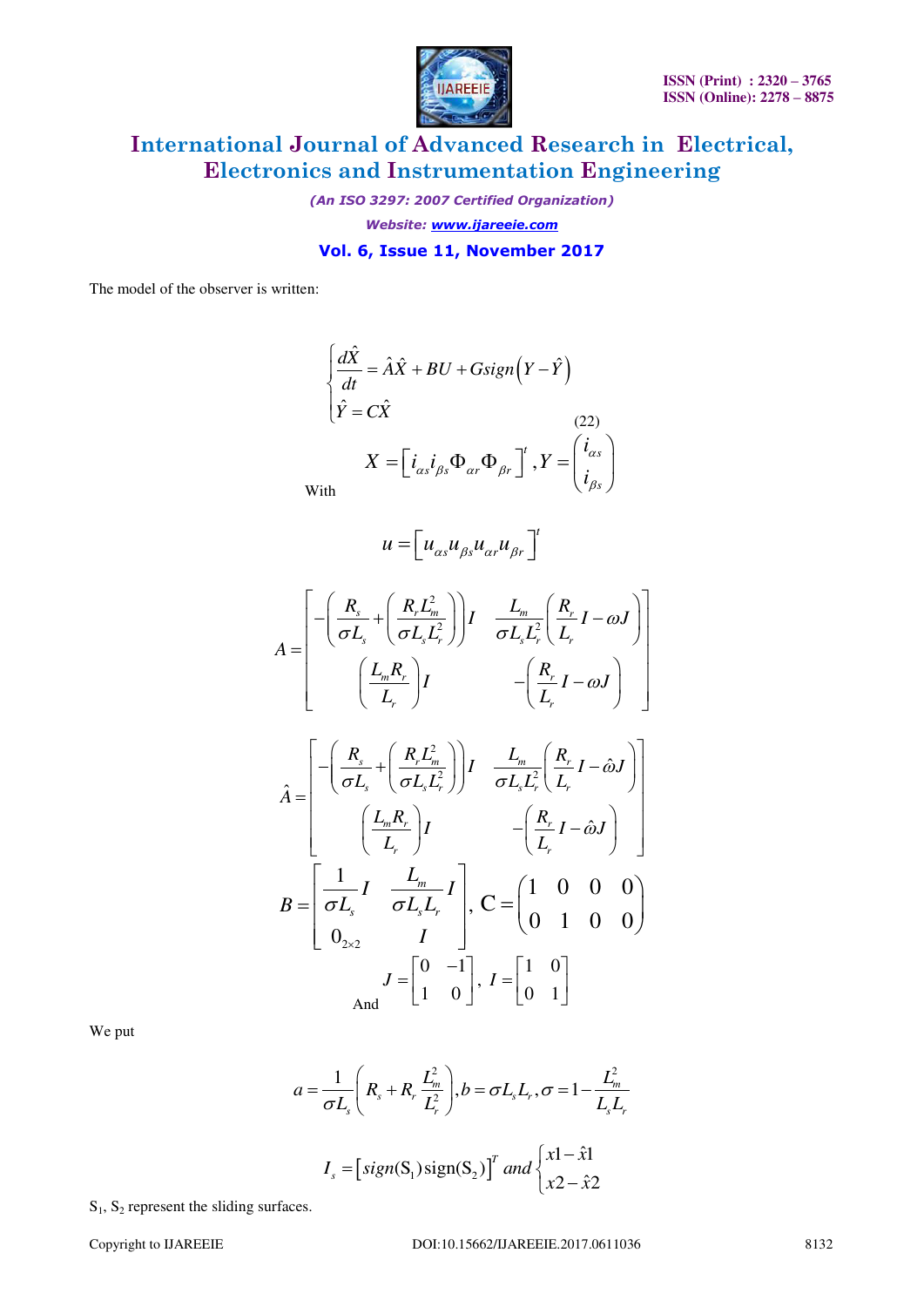The model of the observer is written:

$$
\begin{cases} \dfrac{d\hat{X}}{dt} = \hat{A}\hat{X} + BU + G sign\left(Y - \hat{Y}\right) \\ \hat{Y} = C\hat{X} \end{cases} \tag{22}
$$

With

$$
X = \left[ i_{\alpha s} i_{\beta s} \Phi_{\alpha r} \Phi_{\beta r} \right]^t, Y = \begin{pmatrix} i_{\alpha s} \\ i_{\beta s} \end{pmatrix}
$$

$$
u = \left[ u_{\alpha s} u_{\beta s} u_{\alpha r} u_{\beta r} \right]^t
$$

$$
A = \begin{bmatrix} -\left( \dfrac{R_s}{\sigma L_s} + \left( \dfrac{R_r L_m^2}{\sigma L_s L_r^2} \right) \right) I & \dfrac{L_m}{\sigma L_s L_r^2} \left( \dfrac{R_r}{L_r} I - \omega J \right) \\ \left( \dfrac{L_m R_r}{L_r} \right) I & -\left( \dfrac{R_r}{L_r} I - \omega J \right) \end{bmatrix}
$$

$$
\hat{A} = \begin{bmatrix} -\left( \dfrac{R_s}{\sigma L_s} + \left( \dfrac{R_r L_m^2}{\sigma L_s L_r^2} \right) \right) I & \dfrac{L_m}{\sigma L_s L_r^2} \left( \dfrac{R_r}{L_r} I - \hat{\omega} J \right) \\ \left( \dfrac{L_m R_r}{L_r} \right) I & -\left( \dfrac{R_r}{L_r} I - \hat{\omega} J \right) \end{bmatrix}
$$

$$
B = \begin{bmatrix} \dfrac{1}{\sigma L_s} I & \dfrac{L_m}{\sigma L_s L_r} I \\ 0_{2\times 2} & I \end{bmatrix}, \; C = \begin{pmatrix} 1 & 0 & 0 & 0 \\ 0 & 1 & 0 & 0 \end{pmatrix}
$$

And

$$
J = \begin{bmatrix} 0 & -1 \\ 1 & 0 \end{bmatrix}, \; I = \begin{bmatrix} 1 & 0 \\ 0 & 1 \end{bmatrix}
$$

We put

$$
a = \frac{1}{\sigma L_s} \left( R_s + R_r \frac{L_m^2}{L_r^2} \right), b = \sigma L_s L_r, \sigma = 1 - \frac{L_m^2}{L_s L_r}
$$

$$
I_s = \left[ sign(S_1) \, sign(S_2) \right]^T \; and \; \begin{cases} x1 - \hat{x}1 \\ x2 - \hat{x}2 \end{cases}
$$

$S_1$, $S_2$ represent the sliding surfaces.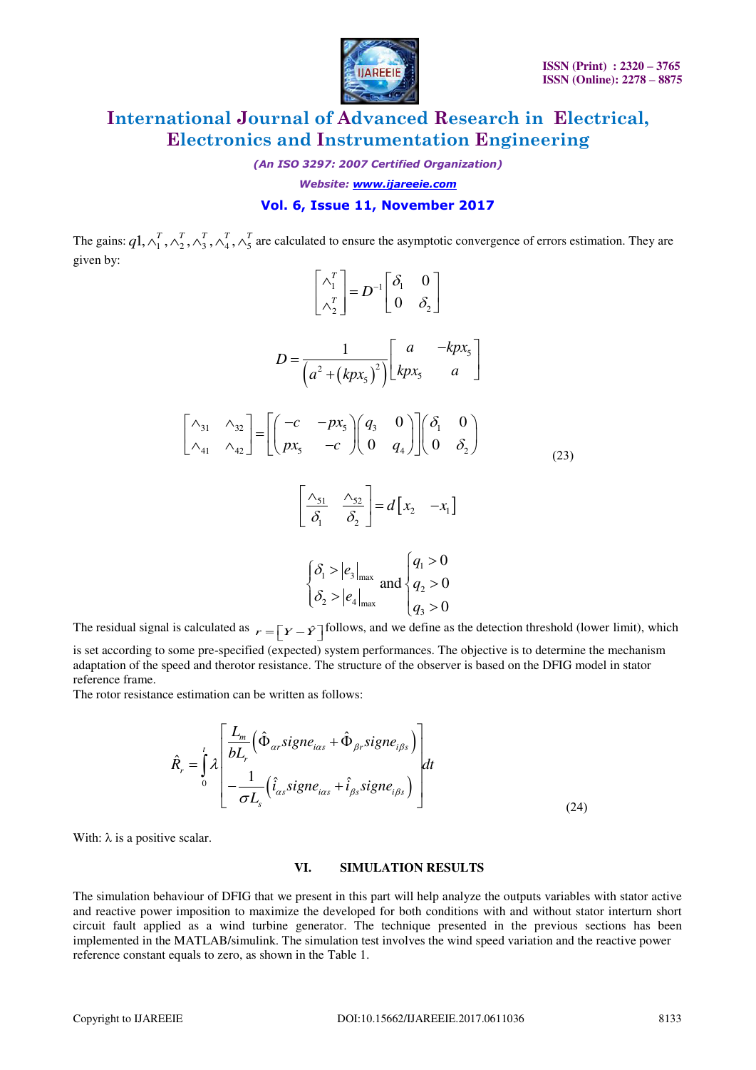The gains: $q1, \wedge_1^T, \wedge_2^T, \wedge_3^T, \wedge_4^T, \wedge_5^T$ are calculated to ensure the asymptotic convergence of errors estimation. They are given by:

$$
\begin{bmatrix} \wedge_1^T \\ \wedge_2^T \end{bmatrix} = D^{-1} \begin{bmatrix} \delta_1 & 0 \\ 0 & \delta_2 \end{bmatrix}
$$

$$
D = \frac{1}{\left(a^2 + (kpx_5)^2\right)} \begin{bmatrix} a & -kpx_5 \\ kpx_5 & a \end{bmatrix}
$$

$$
\begin{bmatrix} \wedge_{31} & \wedge_{32} \\ \wedge_{41} & \wedge_{42} \end{bmatrix} = \left[ \begin{pmatrix} -c & -px_5 \\ px_5 & -c \end{pmatrix} \begin{pmatrix} q_3 & 0 \\ 0 & q_4 \end{pmatrix} \right] \begin{pmatrix} \delta_1 & 0 \\ 0 & \delta_2 \end{pmatrix} \tag{23}
$$

$$
\begin{bmatrix} \dfrac{\wedge_{51}}{\delta_1} & \dfrac{\wedge_{52}}{\delta_2} \end{bmatrix} = d \begin{bmatrix} x_2 & -x_1 \end{bmatrix}
$$

$$
\begin{cases} \delta_1 > |e_3|_{\max} \\ \delta_2 > |e_4|_{\max} \end{cases} \text{and} \begin{cases} q_1 > 0 \\ q_2 > 0 \\ q_3 > 0 \end{cases}
$$

The residual signal is calculated as $r = \left[Y - \hat{Y}\right]$ follows, and we define as the detection threshold (lower limit), which is set according to some pre-specified (expected) system performances. The objective is to determine the mechanism adaptation of the speed and therotor resistance. The structure of the observer is based on the DFIG model in stator reference frame.

The rotor resistance estimation can be written as follows:

$$
\hat{R}_r = \int_0^t \lambda \begin{bmatrix} \dfrac{L_m}{bL_r}\left(\hat{\Phi}_{\alpha r} signe_{i\alpha s} + \hat{\Phi}_{\beta r} signe_{i\beta s}\right) \\ -\dfrac{1}{\sigma L_s}\left(\hat{i}_{\alpha s} signe_{i\alpha s} + \hat{i}_{\beta s} signe_{i\beta s}\right) \end{bmatrix} dt \tag{24}
$$

With: λ is a positive scalar.

## VI. SIMULATION RESULTS

The simulation behaviour of DFIG that we present in this part will help analyze the outputs variables with stator active and reactive power imposition to maximize the developed for both conditions with and without stator interturn short circuit fault applied as a wind turbine generator. The technique presented in the previous sections has been implemented in the MATLAB/simulink. The simulation test involves the wind speed variation and the reactive power reference constant equals to zero, as shown in the Table 1.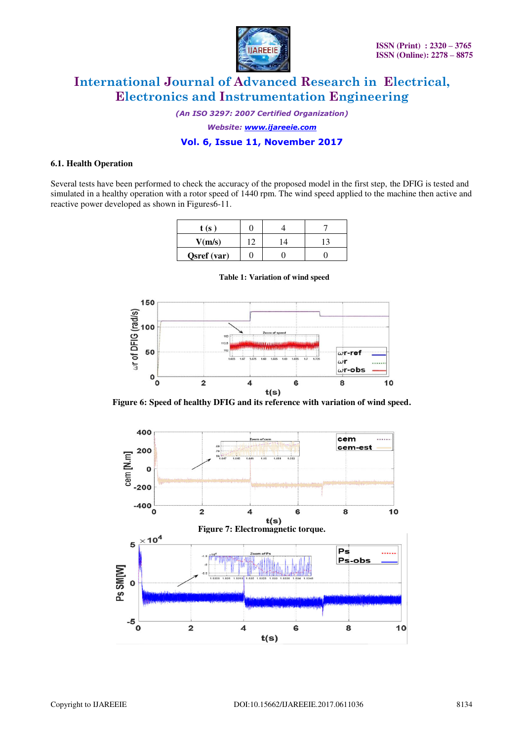### 6.1. Health Operation

Several tests have been performed to check the accuracy of the proposed model in the first step, the DFIG is tested and simulated in a healthy operation with a rotor speed of 1440 rpm. The wind speed applied to the machine then active and reactive power developed as shown in Figures6-11.

| t (s ) | 0 | 4 | 7 |
|---|---|---|---|
| V(m/s) | 12 | 14 | 13 |
| Qsref (var) | 0 | 0 | 0 |

**Table 1: Variation of wind speed**

**Figure 6: Speed of healthy DFIG and its reference with variation of wind speed.**

**Figure 7: Electromagnetic torque.**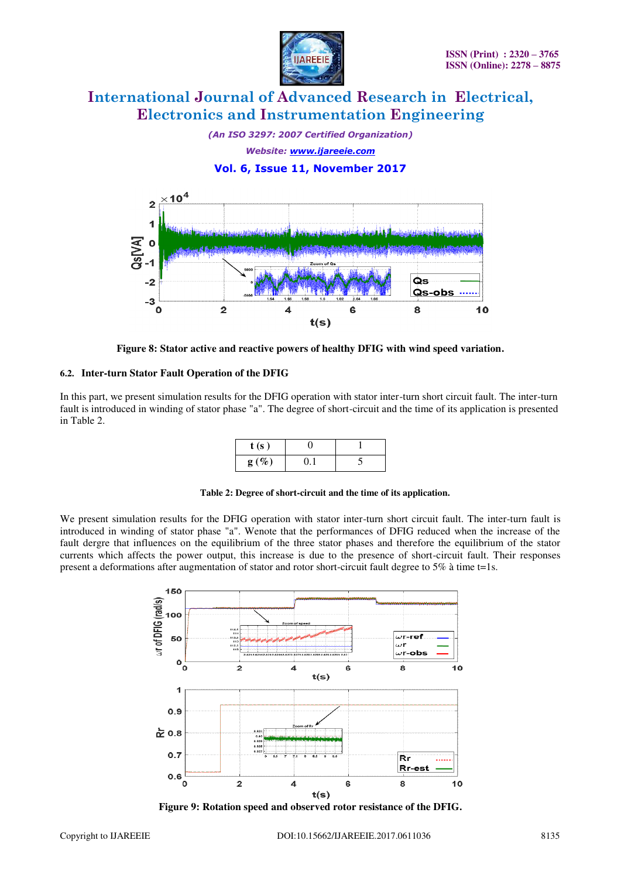Figure 8: Stator active and reactive powers of healthy DFIG with wind speed variation.

### 6.2. Inter-turn Stator Fault Operation of the DFIG

In this part, we present simulation results for the DFIG operation with stator inter-turn short circuit fault. The inter-turn fault is introduced in winding of stator phase "a". The degree of short-circuit and the time of its application is presented in Table 2.

| t (s ) | 0 | 1 |
|---|---|---|
| g (%) | 0.1 | 5 |

**Table 2: Degree of short-circuit and the time of its application.**

We present simulation results for the DFIG operation with stator inter-turn short circuit fault. The inter-turn fault is introduced in winding of stator phase "a". Wenote that the performances of DFIG reduced when the increase of the fault dergre that influences on the equilibrium of the three stator phases and therefore the equilibrium of the stator currents which affects the power output, this increase is due to the presence of short-circuit fault. Their responses present a deformations after augmentation of stator and rotor short-circuit fault degree to 5% à time t=1s.

Figure 9: Rotation speed and observed rotor resistance of the DFIG.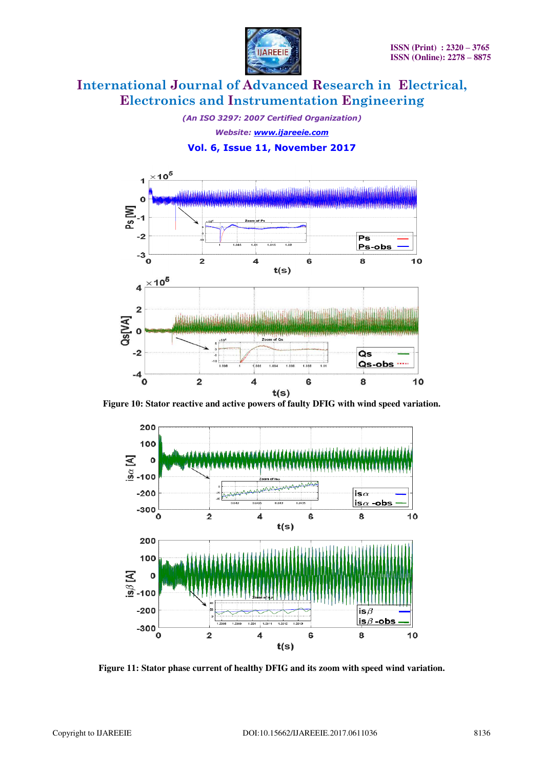**Figure 10: Stator reactive and active powers of faulty DFIG with wind speed variation.**

**Figure 11: Stator phase current of healthy DFIG and its zoom with speed wind variation.**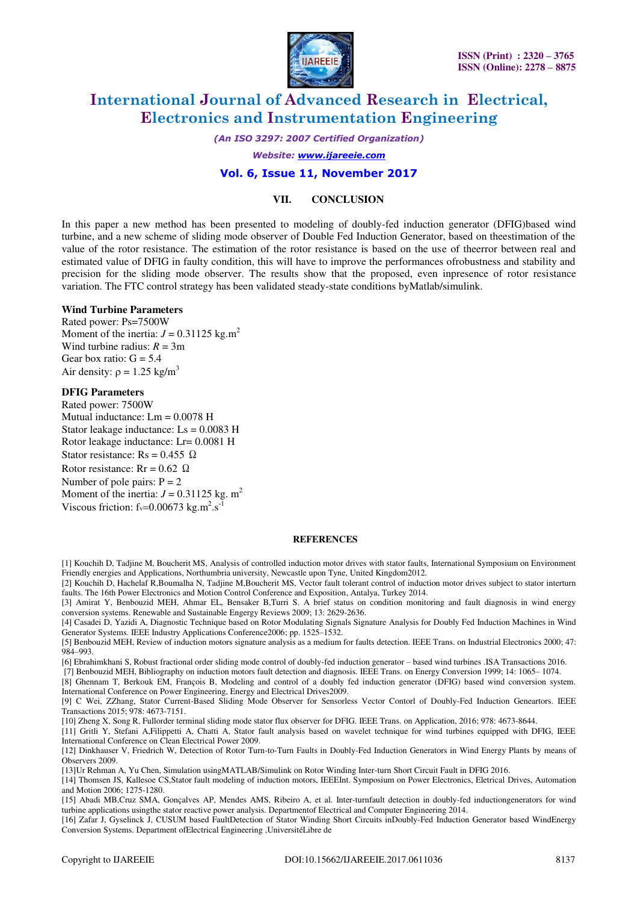## VII. CONCLUSION

In this paper a new method has been presented to modeling of doubly-fed induction generator (DFIG)based wind turbine, and a new scheme of sliding mode observer of Double Fed Induction Generator, based on theestimation of the value of the rotor resistance. The estimation of the rotor resistance is based on the use of theerror between real and estimated value of DFIG in faulty condition, this will have to improve the performances ofrobustness and stability and precision for the sliding mode observer. The results show that the proposed, even inpresence of rotor resistance variation. The FTC control strategy has been validated steady-state conditions byMatlab/simulink.

**Wind Turbine Parameters**

Rated power: Ps=7500W
Moment of the inertia: $J = 0.31125$ kg.m$^2$
Wind turbine radius: $R = 3$m
Gear box ratio: G = 5.4
Air density: $\rho = 1.25$ kg/m$^3$

**DFIG Parameters**

Rated power: 7500W
Mutual inductance: Lm = 0.0078 H
Stator leakage inductance: Ls = 0.0083 H
Rotor leakage inductance: Lr= 0.0081 H
Stator resistance: Rs = 0.455 $\Omega$
Rotor resistance: Rr = 0.62 $\Omega$
Number of pole pairs: P = 2
Moment of the inertia: $J = 0.31125$ kg. m$^2$
Viscous friction: $f_v$=0.00673 kg.m$^2$.s$^{-1}$

## REFERENCES

[1] Kouchih D, Tadjine M, Boucherit MS, Analysis of controlled induction motor drives with stator faults, International Symposium on Environment Friendly energies and Applications, Northumbria university, Newcastle upon Tyne, United Kingdom2012.

[2] Kouchih D, Hachelaf R,Boumalha N, Tadjine M,Boucherit MS, Vector fault tolerant control of induction motor drives subject to stator interturn faults. The 16th Power Electronics and Motion Control Conference and Exposition, Antalya, Turkey 2014.

[3] Amirat Y, Benbouzid MEH, Ahmar EL, Bensaker B,Turri S. A brief status on condition monitoring and fault diagnosis in wind energy conversion systems. Renewable and Sustainable Engergy Reviews 2009; 13: 2629-2636.

[4] Casadei D, Yazidi A, Diagnostic Technique based on Rotor Modulating Signals Signature Analysis for Doubly Fed Induction Machines in Wind Generator Systems. IEEE Industry Applications Conference2006; pp. 1525–1532.

[5] Benbouzid MEH, Review of induction motors signature analysis as a medium for faults detection. IEEE Trans. on Industrial Electronics 2000; 47: 984–993.

[6] Ebrahimkhani S, Robust fractional order sliding mode control of doubly-fed induction generator – based wind turbines .ISA Transactions 2016.

[7] Benbouzid MEH, Bibliography on induction motors fault detection and diagnosis. IEEE Trans. on Energy Conversion 1999; 14: 1065– 1074.

[8] Ghennam T, Berkouk EM, François B, Modeling and control of a doubly fed induction generator (DFIG) based wind conversion system. International Conference on Power Engineering, Energy and Electrical Drives2009.

[9] C Wei, ZZhang, Stator Current-Based Sliding Mode Observer for Sensorless Vector Contorl of Doubly-Fed Induction Geneartors. IEEE Transactions 2015; 978: 4673-7151.

[10] Zheng X, Song R, Fullorder terminal sliding mode stator flux observer for DFIG. IEEE Trans. on Application, 2016; 978: 4673-8644.

[11] Gritli Y, Stefani A,Filippetti A, Chatti A, Stator fault analysis based on wavelet technique for wind turbines equipped with DFIG, IEEE International Conference on Clean Electrical Power 2009.

[12] Dinkhauser V, Friedrich W, Detection of Rotor Turn-to-Turn Faults in Doubly-Fed Induction Generators in Wind Energy Plants by means of Observers 2009.

[13]Ur Rehman A, Yu Chen, Simulation usingMATLAB/Simulink on Rotor Winding Inter-turn Short Circuit Fault in DFIG 2016.

[14] Thomsen JS, Kallesoe CS,Stator fault modeling of induction motors, IEEEInt. Symposium on Power Electronics, Eletrical Drives, Automation and Motion 2006; 1275-1280.

[15] Abadi MB,Cruz SMA, Gonçalves AP, Mendes AMS, Ribeiro A, et al. Inter-turnfault detection in doubly-fed inductiongenerators for wind turbine applications usingthe stator reactive power analysis. Departmentof Electrical and Computer Engineering 2014.

[16] Zafar J, Gyselinck J, CUSUM based FaultDetection of Stator Winding Short Circuits inDoubly-Fed Induction Generator based WindEnergy Conversion Systems. Department ofElectrical Engineering ,UniversitéLibre de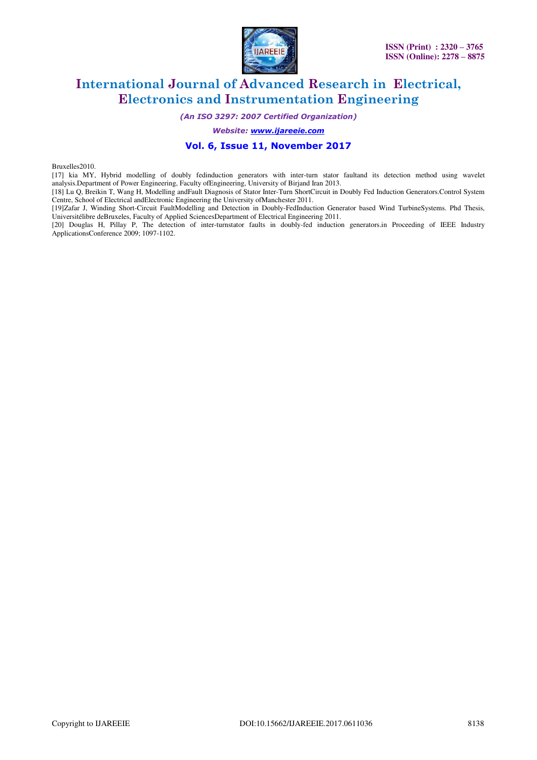Bruxelles2010.

[17] kia MY, Hybrid modelling of doubly fedinduction generators with inter-turn stator faultand its detection method using wavelet analysis.Department of Power Engineering, Faculty ofEngineering, University of Birjand Iran 2013.

[18] Lu Q, Breikin T, Wang H, Modelling andFault Diagnosis of Stator Inter-Turn ShortCircuit in Doubly Fed Induction Generators.Control System Centre, School of Electrical andElectronic Engineering the University ofManchester 2011.

[19]Zafar J, Winding Short-Circuit FaultModelling and Detection in Doubly-FedInduction Generator based Wind TurbineSystems. Phd Thesis, Universitélibre deBruxeles, Faculty of Applied SciencesDepartment of Electrical Engineering 2011.

[20] Douglas H, Pillay P, The detection of inter-turnstator faults in doubly-fed induction generators.in Proceeding of IEEE Industry ApplicationsConference 2009; 1097-1102.